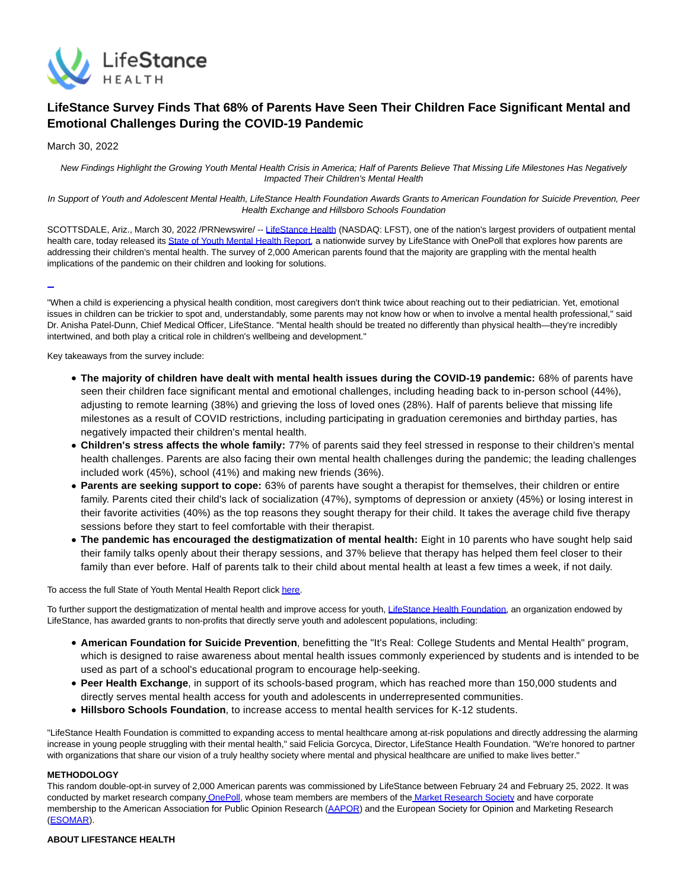# LifeStance Survey Finds That 68% of Parents Have Seen Their Children Face Significant Mental and Emotional Challenges During the COVID-19 Pandemic

March 30, 2022

*New Findings Highlight the Growing Youth Mental Health Crisis in America; Half of Parents Believe That Missing Life Milestones Has Negatively Impacted Their Children's Mental Health*

*In Support of Youth and Adolescent Mental Health, LifeStance Health Foundation Awards Grants to American Foundation for Suicide Prevention, Peer Health Exchange and Hillsboro Schools Foundation*

SCOTTSDALE, Ariz., March 30, 2022 /PRNewswire/ -- LifeStance Health (NASDAQ: LFST), one of the nation's largest providers of outpatient mental health care, today released its State of Youth Mental Health Report, a nationwide survey by LifeStance with OnePoll that explores how parents are addressing their children's mental health. The survey of 2,000 American parents found that the majority are grappling with the mental health implications of the pandemic on their children and looking for solutions.

"When a child is experiencing a physical health condition, most caregivers don't think twice about reaching out to their pediatrician. Yet, emotional issues in children can be trickier to spot and, understandably, some parents may not know how or when to involve a mental health professional," said Dr. Anisha Patel-Dunn, Chief Medical Officer, LifeStance. "Mental health should be treated no differently than physical health—they're incredibly intertwined, and both play a critical role in children's wellbeing and development."

Key takeaways from the survey include:

- **The majority of children have dealt with mental health issues during the COVID-19 pandemic:** 68% of parents have seen their children face significant mental and emotional challenges, including heading back to in-person school (44%), adjusting to remote learning (38%) and grieving the loss of loved ones (28%). Half of parents believe that missing life milestones as a result of COVID restrictions, including participating in graduation ceremonies and birthday parties, has negatively impacted their children's mental health.
- **Children's stress affects the whole family:** 77% of parents said they feel stressed in response to their children's mental health challenges. Parents are also facing their own mental health challenges during the pandemic; the leading challenges included work (45%), school (41%) and making new friends (36%).
- **Parents are seeking support to cope:** 63% of parents have sought a therapist for themselves, their children or entire family. Parents cited their child's lack of socialization (47%), symptoms of depression or anxiety (45%) or losing interest in their favorite activities (40%) as the top reasons they sought therapy for their child. It takes the average child five therapy sessions before they start to feel comfortable with their therapist.
- **The pandemic has encouraged the destigmatization of mental health:** Eight in 10 parents who have sought help said their family talks openly about their therapy sessions, and 37% believe that therapy has helped them feel closer to their family than ever before. Half of parents talk to their child about mental health at least a few times a week, if not daily.

To access the full State of Youth Mental Health Report click here.

To further support the destigmatization of mental health and improve access for youth, LifeStance Health Foundation, an organization endowed by LifeStance, has awarded grants to non-profits that directly serve youth and adolescent populations, including:

- **American Foundation for Suicide Prevention**, benefitting the "It's Real: College Students and Mental Health" program, which is designed to raise awareness about mental health issues commonly experienced by students and is intended to be used as part of a school's educational program to encourage help-seeking.
- **Peer Health Exchange**, in support of its schools-based program, which has reached more than 150,000 students and directly serves mental health access for youth and adolescents in underrepresented communities.
- **Hillsboro Schools Foundation**, to increase access to mental health services for K-12 students.

"LifeStance Health Foundation is committed to expanding access to mental healthcare among at-risk populations and directly addressing the alarming increase in young people struggling with their mental health," said Felicia Gorcyca, Director, LifeStance Health Foundation. "We're honored to partner with organizations that share our vision of a truly healthy society where mental and physical healthcare are unified to make lives better."

**METHODOLOGY**

This random double-opt-in survey of 2,000 American parents was commissioned by LifeStance between February 24 and February 25, 2022. It was conducted by market research company OnePoll, whose team members are members of the Market Research Society and have corporate membership to the American Association for Public Opinion Research (AAPOR) and the European Society for Opinion and Marketing Research (ESOMAR).

**ABOUT LIFESTANCE HEALTH**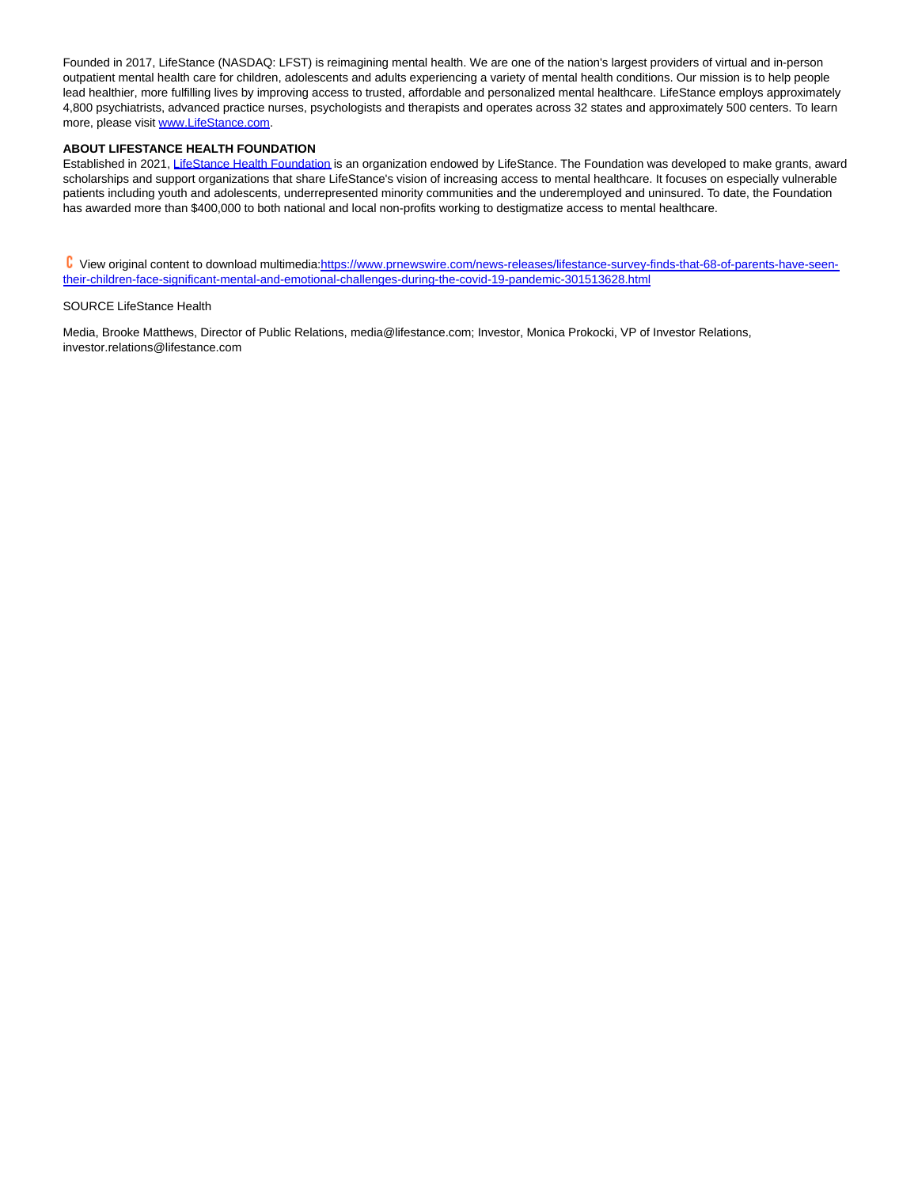Founded in 2017, LifeStance (NASDAQ: LFST) is reimagining mental health. We are one of the nation's largest providers of virtual and in-person outpatient mental health care for children, adolescents and adults experiencing a variety of mental health conditions. Our mission is to help people lead healthier, more fulfilling lives by improving access to trusted, affordable and personalized mental healthcare. LifeStance employs approximately 4,800 psychiatrists, advanced practice nurses, psychologists and therapists and operates across 32 states and approximately 500 centers. To learn more, please visit www.LifeStance.com.

**ABOUT LIFESTANCE HEALTH FOUNDATION**

Established in 2021, LifeStance Health Foundation is an organization endowed by LifeStance. The Foundation was developed to make grants, award scholarships and support organizations that share LifeStance's vision of increasing access to mental healthcare. It focuses on especially vulnerable patients including youth and adolescents, underrepresented minority communities and the underemployed and uninsured. To date, the Foundation has awarded more than $400,000 to both national and local non-profits working to destigmatize access to mental healthcare.

View original content to download multimedia:https://www.prnewswire.com/news-releases/lifestance-survey-finds-that-68-of-parents-have-seen-their-children-face-significant-mental-and-emotional-challenges-during-the-covid-19-pandemic-301513628.html

SOURCE LifeStance Health

Media, Brooke Matthews, Director of Public Relations, media@lifestance.com; Investor, Monica Prokocki, VP of Investor Relations, investor.relations@lifestance.com